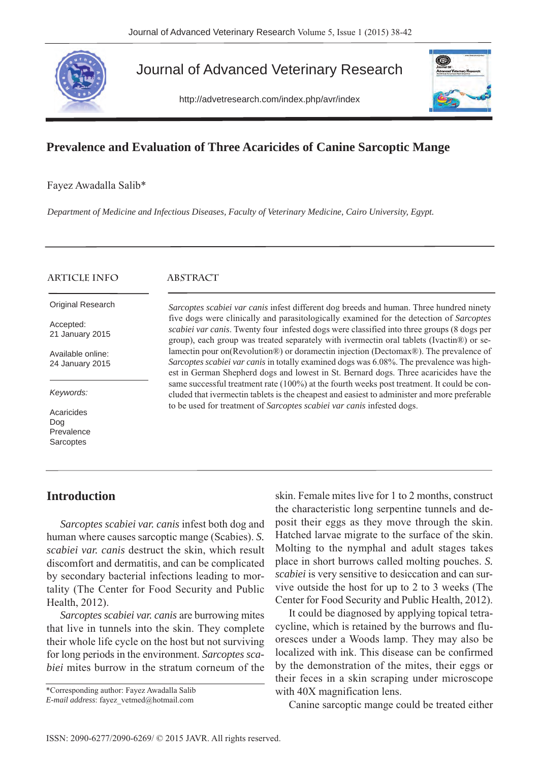# Prevalence and Evaluation of Three Acaricides of Canine Sarcoptic Mange

Fayez Awadalla Salib*

*Department of Medicine and Infectious Diseases, Faculty of Veterinary Medicine, Cairo University, Egypt.*

## ARTICLE INFO

Original Research

Accepted: 21 January 2015

Available online: 24 January 2015

*Keywords:*

Acaricides
Dog
Prevalence
Sarcoptes

## ABSTRACT

*Sarcoptes scabiei var canis* infest different dog breeds and human. Three hundred ninety five dogs were clinically and parasitologically examined for the detection of *Sarcoptes scabiei var canis*. Twenty four infested dogs were classified into three groups (8 dogs per group), each group was treated separately with ivermectin oral tablets (Ivactin®) or selamectin pour on(Revolution®) or doramectin injection (Dectomax®). The prevalence of *Sarcoptes scabiei var canis* in totally examined dogs was 6.08%. The prevalence was highest in German Shepherd dogs and lowest in St. Bernard dogs. Three acaricides have the same successful treatment rate (100%) at the fourth weeks post treatment. It could be concluded that ivermectin tablets is the cheapest and easiest to administer and more preferable to be used for treatment of *Sarcoptes scabiei var canis* infested dogs.

## Introduction

*Sarcoptes scabiei var. canis* infest both dog and human where causes sarcoptic mange (Scabies). *S. scabiei var. canis* destruct the skin, which result discomfort and dermatitis, and can be complicated by secondary bacterial infections leading to mortality (The Center for Food Security and Public Health, 2012).

*Sarcoptes scabiei var. canis* are burrowing mites that live in tunnels into the skin. They complete their whole life cycle on the host but not surviving for long periods in the environment. *Sarcoptes scabiei* mites burrow in the stratum corneum of the skin. Female mites live for 1 to 2 months, construct the characteristic long serpentine tunnels and deposit their eggs as they move through the skin. Hatched larvae migrate to the surface of the skin. Molting to the nymphal and adult stages takes place in short burrows called molting pouches. *S. scabiei* is very sensitive to desiccation and can survive outside the host for up to 2 to 3 weeks (The Center for Food Security and Public Health, 2012).

It could be diagnosed by applying topical tetracycline, which is retained by the burrows and fluoresces under a Woods lamp. They may also be localized with ink. This disease can be confirmed by the demonstration of the mites, their eggs or their feces in a skin scraping under microscope with 40X magnification lens.

Canine sarcoptic mange could be treated either

*Corresponding author: Fayez Awadalla Salib
*E-mail address*: fayez_vetmed@hotmail.com

ISSN: 2090-6277/2090-6269/ © 2015 JAVR. All rights reserved.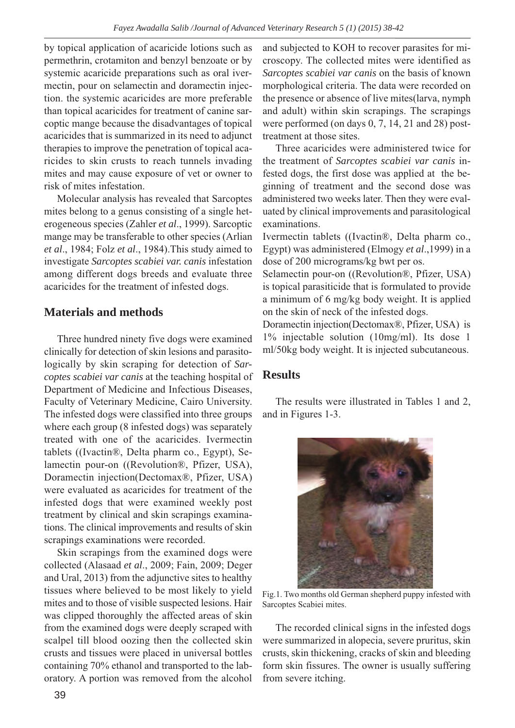by topical application of acaricide lotions such as permethrin, crotamiton and benzyl benzoate or by systemic acaricide preparations such as oral ivermectin, pour on selamectin and doramectin injection. the systemic acaricides are more preferable than topical acaricides for treatment of canine sarcoptic mange because the disadvantages of topical acaricides that is summarized in its need to adjunct therapies to improve the penetration of topical acaricides to skin crusts to reach tunnels invading mites and may cause exposure of vet or owner to risk of mites infestation.

Molecular analysis has revealed that Sarcoptes mites belong to a genus consisting of a single heterogeneous species (Zahler *et al*., 1999). Sarcoptic mange may be transferable to other species (Arlian *et al*., 1984; Folz *et al*., 1984).This study aimed to investigate *Sarcoptes scabiei var. canis* infestation among different dogs breeds and evaluate three acaricides for the treatment of infested dogs.

## Materials and methods

Three hundred ninety five dogs were examined clinically for detection of skin lesions and parasitologically by skin scraping for detection of *Sarcoptes scabiei var canis* at the teaching hospital of Department of Medicine and Infectious Diseases, Faculty of Veterinary Medicine, Cairo University. The infested dogs were classified into three groups where each group (8 infested dogs) was separately treated with one of the acaricides. Ivermectin tablets ((Ivactin®, Delta pharm co., Egypt), Selamectin pour-on ((Revolution®, Pfizer, USA), Doramectin injection(Dectomax®, Pfizer, USA) were evaluated as acaricides for treatment of the infested dogs that were examined weekly post treatment by clinical and skin scrapings examinations. The clinical improvements and results of skin scrapings examinations were recorded.

Skin scrapings from the examined dogs were collected (Alasaad *et al*., 2009; Fain, 2009; Deger and Ural, 2013) from the adjunctive sites to healthy tissues where believed to be most likely to yield mites and to those of visible suspected lesions. Hair was clipped thoroughly the affected areas of skin from the examined dogs were deeply scraped with scalpel till blood oozing then the collected skin crusts and tissues were placed in universal bottles containing 70% ethanol and transported to the laboratory. A portion was removed from the alcohol and subjected to KOH to recover parasites for microscopy. The collected mites were identified as *Sarcoptes scabiei var canis* on the basis of known morphological criteria. The data were recorded on the presence or absence of live mites(larva, nymph and adult) within skin scrapings. The scrapings were performed (on days 0, 7, 14, 21 and 28) post-treatment at those sites.

Three acaricides were administered twice for the treatment of *Sarcoptes scabiei var canis* infested dogs, the first dose was applied at the beginning of treatment and the second dose was administered two weeks later. Then they were evaluated by clinical improvements and parasitological examinations.

Ivermectin tablets ((Ivactin®, Delta pharm co., Egypt) was administered (Elmogy *et al*.,1999) in a dose of 200 micrograms/kg bwt per os.

Selamectin pour-on ((Revolution®, Pfizer, USA) is topical parasiticide that is formulated to provide a minimum of 6 mg/kg body weight. It is applied on the skin of neck of the infested dogs.

Doramectin injection(Dectomax®, Pfizer, USA) is 1% injectable solution (10mg/ml). Its dose 1 ml/50kg body weight. It is injected subcutaneous.

## Results

The results were illustrated in Tables 1 and 2, and in Figures 1-3.

Fig.1. Two months old German shepherd puppy infested with Sarcoptes Scabiei mites.

The recorded clinical signs in the infested dogs were summarized in alopecia, severe pruritus, skin crusts, skin thickening, cracks of skin and bleeding form skin fissures. The owner is usually suffering from severe itching.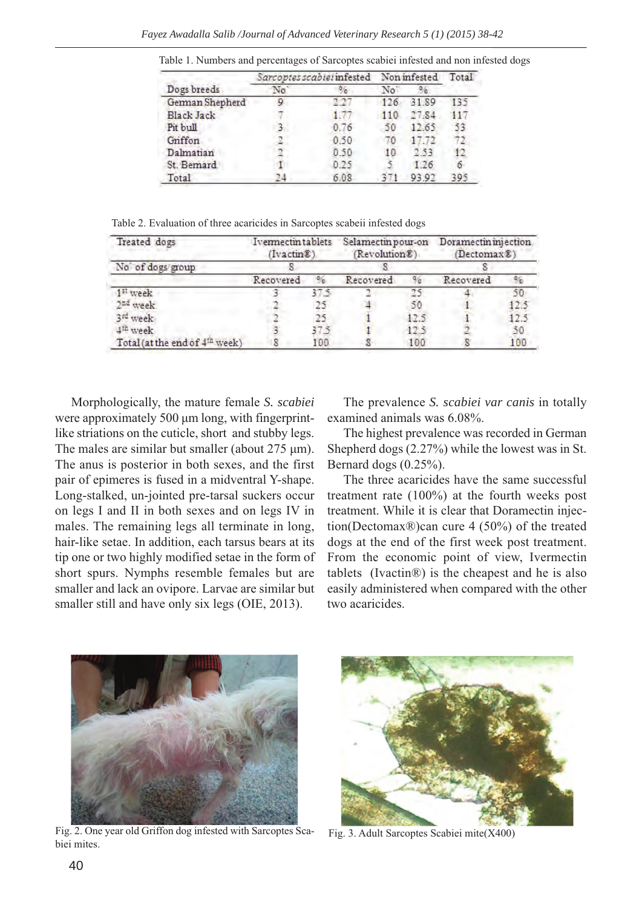Table 1. Numbers and percentages of Sarcoptes scabiei infested and non infested dogs

| Dogs breeds | *Sarcoptes scabiei* infested | | Non infested | | Total |
|---|---|---|---|---|---|
| | No` | % | No` | % | |
| German Shepherd | 9 | 2.27 | 126 | 31.89 | 135 |
| Black Jack | 7 | 1.77 | 110 | 27.84 | 117 |
| Pit bull | 3 | 0.76 | 50 | 12.65 | 53 |
| Griffon | 2 | 0.50 | 70 | 17.72 | 72 |
| Dalmatian | 2 | 0.50 | 10 | 2.53 | 12 |
| St. Bernard | 1 | 0.25 | 5 | 1.26 | 6 |
| Total | 24 | 6.08 | 371 | 93.92 | 395 |

Table 2. Evaluation of three acaricides in Sarcoptes scabeii infested dogs

| Treated dogs | Ivermectin tablets (Ivactin®) | | Selamectin pour-on (Revolution®) | | Doramectin injection (Dectomax®) | |
|---|---|---|---|---|---|---|
| No` of dogs/group | 8 | | 8 | | 8 | |
| | Recovered | % | Recovered | % | Recovered | % |
| 1st week | 3 | 37.5 | 2 | 25 | 4 | 50 |
| 2nd week | 2 | 25 | 4 | 50 | 1 | 12.5 |
| 3rd week | 2 | 25 | 1 | 12.5 | 1 | 12.5 |
| 4th week | 3 | 37.5 | 1 | 12.5 | 2 | 50 |
| Total (at the end of 4th week) | 8 | 100 | 8 | 100 | 8 | 100 |

Morphologically, the mature female *S. scabiei* were approximately 500 μm long, with fingerprint-like striations on the cuticle, short and stubby legs. The males are similar but smaller (about 275 μm). The anus is posterior in both sexes, and the first pair of epimeres is fused in a midventral Y-shape. Long-stalked, un-jointed pre-tarsal suckers occur on legs I and II in both sexes and on legs IV in males. The remaining legs all terminate in long, hair-like setae. In addition, each tarsus bears at its tip one or two highly modified setae in the form of short spurs. Nymphs resemble females but are smaller and lack an ovipore. Larvae are similar but smaller still and have only six legs (OIE, 2013).

The prevalence *S. scabiei var canis* in totally examined animals was 6.08%.

The highest prevalence was recorded in German Shepherd dogs (2.27%) while the lowest was in St. Bernard dogs (0.25%).

The three acaricides have the same successful treatment rate (100%) at the fourth weeks post treatment. While it is clear that Doramectin injection(Dectomax®)can cure 4 (50%) of the treated dogs at the end of the first week post treatment. From the economic point of view, Ivermectin tablets (Ivactin®) is the cheapest and he is also easily administered when compared with the other two acaricides.

Fig. 2. One year old Griffon dog infested with Sarcoptes Scabiei mites.

Fig. 3. Adult Sarcoptes Scabiei mite(X400)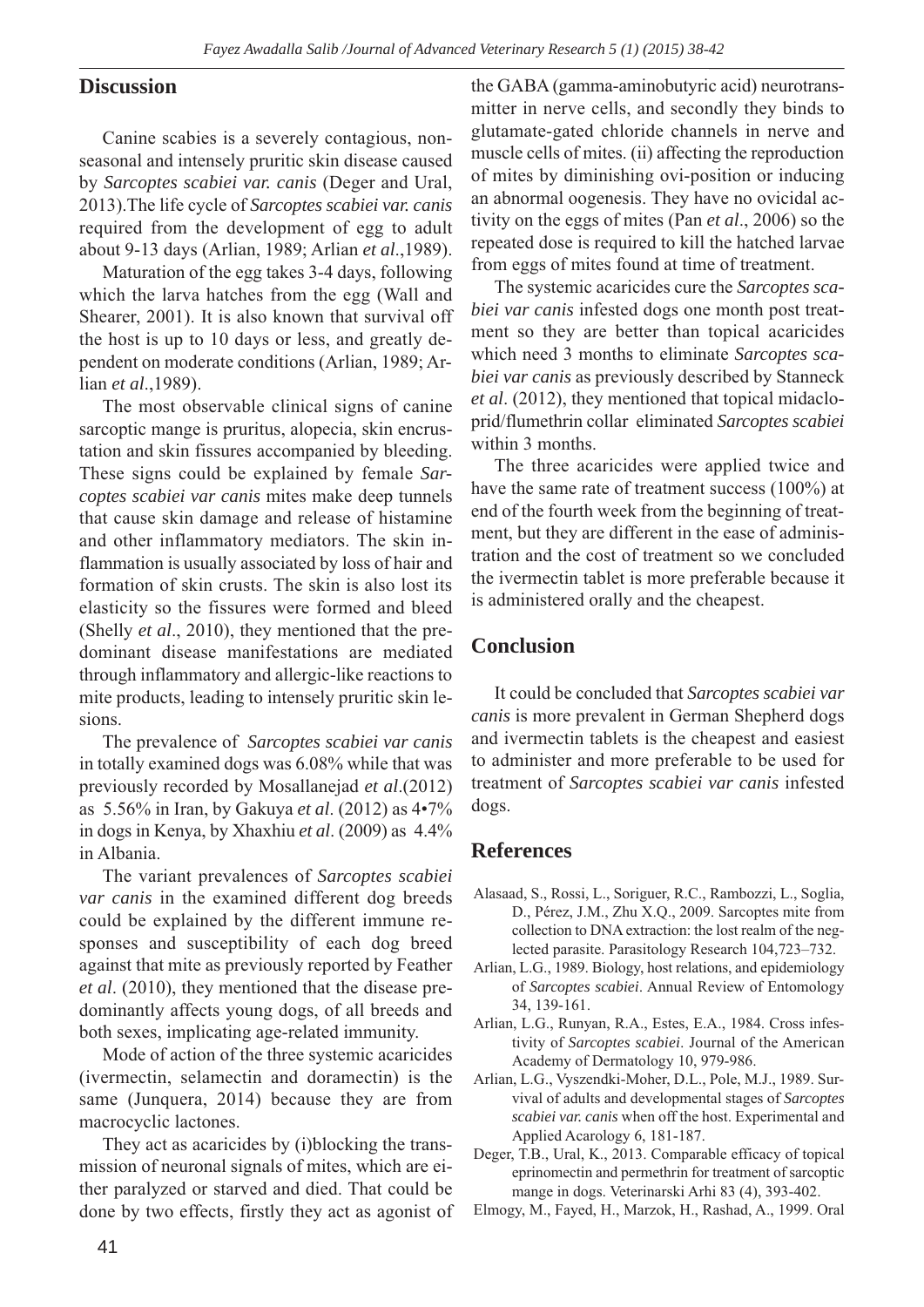## Discussion

Canine scabies is a severely contagious, non-seasonal and intensely pruritic skin disease caused by *Sarcoptes scabiei var. canis* (Deger and Ural, 2013).The life cycle of *Sarcoptes scabiei var. canis* required from the development of egg to adult about 9-13 days (Arlian, 1989; Arlian *et al*.,1989).

Maturation of the egg takes 3-4 days, following which the larva hatches from the egg (Wall and Shearer, 2001). It is also known that survival off the host is up to 10 days or less, and greatly dependent on moderate conditions (Arlian, 1989; Arlian *et al*.,1989).

The most observable clinical signs of canine sarcoptic mange is pruritus, alopecia, skin encrustation and skin fissures accompanied by bleeding. These signs could be explained by female *Sarcoptes scabiei var canis* mites make deep tunnels that cause skin damage and release of histamine and other inflammatory mediators. The skin inflammation is usually associated by loss of hair and formation of skin crusts. The skin is also lost its elasticity so the fissures were formed and bleed (Shelly *et al*., 2010), they mentioned that the predominant disease manifestations are mediated through inflammatory and allergic-like reactions to mite products, leading to intensely pruritic skin lesions.

The prevalence of *Sarcoptes scabiei var canis* in totally examined dogs was 6.08% while that was previously recorded by Mosallanejad *et al*.(2012) as 5.56% in Iran, by Gakuya *et al*. (2012) as 4•7% in dogs in Kenya, by Xhaxhiu *et al*. (2009) as 4.4% in Albania.

The variant prevalences of *Sarcoptes scabiei var canis* in the examined different dog breeds could be explained by the different immune responses and susceptibility of each dog breed against that mite as previously reported by Feather *et al*. (2010), they mentioned that the disease predominantly affects young dogs, of all breeds and both sexes, implicating age-related immunity.

Mode of action of the three systemic acaricides (ivermectin, selamectin and doramectin) is the same (Junquera, 2014) because they are from macrocyclic lactones.

They act as acaricides by (i)blocking the transmission of neuronal signals of mites, which are either paralyzed or starved and died. That could be done by two effects, firstly they act as agonist of the GABA (gamma-aminobutyric acid) neurotransmitter in nerve cells, and secondly they binds to glutamate-gated chloride channels in nerve and muscle cells of mites. (ii) affecting the reproduction of mites by diminishing ovi-position or inducing an abnormal oogenesis. They have no ovicidal activity on the eggs of mites (Pan *et al*., 2006) so the repeated dose is required to kill the hatched larvae from eggs of mites found at time of treatment.

The systemic acaricides cure the *Sarcoptes scabiei var canis* infested dogs one month post treatment so they are better than topical acaricides which need 3 months to eliminate *Sarcoptes scabiei var canis* as previously described by Stanneck *et al*. (2012), they mentioned that topical midacloprid/flumethrin collar eliminated *Sarcoptes scabiei* within 3 months.

The three acaricides were applied twice and have the same rate of treatment success (100%) at end of the fourth week from the beginning of treatment, but they are different in the ease of administration and the cost of treatment so we concluded the ivermectin tablet is more preferable because it is administered orally and the cheapest.

## Conclusion

It could be concluded that *Sarcoptes scabiei var canis* is more prevalent in German Shepherd dogs and ivermectin tablets is the cheapest and easiest to administer and more preferable to be used for treatment of *Sarcoptes scabiei var canis* infested dogs.

## References

Alasaad, S., Rossi, L., Soriguer, R.C., Rambozzi, L., Soglia, D., Pérez, J.M., Zhu X.Q., 2009. Sarcoptes mite from collection to DNA extraction: the lost realm of the neglected parasite. Parasitology Research 104,723–732.

Arlian, L.G., 1989. Biology, host relations, and epidemiology of *Sarcoptes scabiei*. Annual Review of Entomology 34, 139-161.

Arlian, L.G., Runyan, R.A., Estes, E.A., 1984. Cross infestivity of *Sarcoptes scabiei*. Journal of the American Academy of Dermatology 10, 979-986.

Arlian, L.G., Vyszendki-Moher, D.L., Pole, M.J., 1989. Survival of adults and developmental stages of *Sarcoptes scabiei var. canis* when off the host. Experimental and Applied Acarology 6, 181-187.

Deger, T.B., Ural, K., 2013. Comparable efficacy of topical eprinomectin and permethrin for treatment of sarcoptic mange in dogs. Veterinarski Arhi 83 (4), 393-402.

Elmogy, M., Fayed, H., Marzok, H., Rashad, A., 1999. Oral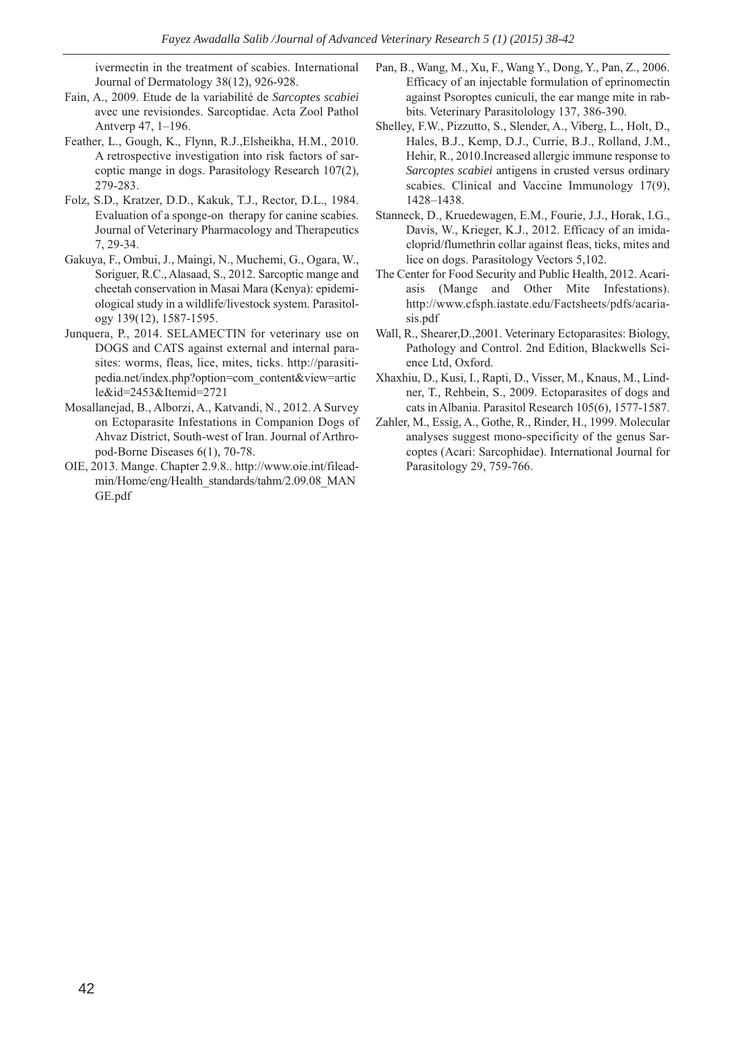ivermectin in the treatment of scabies. International Journal of Dermatology 38(12), 926-928.

Fain, A., 2009. Etude de la variabilité de *Sarcoptes scabiei* avec une revisiondes. Sarcoptidae. Acta Zool Pathol Antverp 47, 1–196.

Feather, L., Gough, K., Flynn, R.J.,Elsheikha, H.M., 2010. A retrospective investigation into risk factors of sarcoptic mange in dogs. Parasitology Research 107(2), 279-283.

Folz, S.D., Kratzer, D.D., Kakuk, T.J., Rector, D.L., 1984. Evaluation of a sponge-on therapy for canine scabies. Journal of Veterinary Pharmacology and Therapeutics 7, 29-34.

Gakuya, F., Ombui, J., Maingi, N., Muchemi, G., Ogara, W., Soriguer, R.C., Alasaad, S., 2012. Sarcoptic mange and cheetah conservation in Masai Mara (Kenya): epidemiological study in a wildlife/livestock system. Parasitology 139(12), 1587-1595.

Junquera, P., 2014. SELAMECTIN for veterinary use on DOGS and CATS against external and internal parasites: worms, fleas, lice, mites, ticks. http://parasitipedia.net/index.php?option=com_content&view=article&id=2453&Itemid=2721

Mosallanejad, B., Alborzi, A., Katvandi, N., 2012. A Survey on Ectoparasite Infestations in Companion Dogs of Ahvaz District, South-west of Iran. Journal of Arthropod-Borne Diseases 6(1), 70-78.

OIE, 2013. Mange. Chapter 2.9.8.. http://www.oie.int/fileadmin/Home/eng/Health_standards/tahm/2.09.08_MANGE.pdf

Pan, B., Wang, M., Xu, F., Wang Y., Dong, Y., Pan, Z., 2006. Efficacy of an injectable formulation of eprinomectin against Psoroptes cuniculi, the ear mange mite in rabbits. Veterinary Parasitolology 137, 386-390.

Shelley, F.W., Pizzutto, S., Slender, A., Viberg, L., Holt, D., Hales, B.J., Kemp, D.J., Currie, B.J., Rolland, J.M., Hehir, R., 2010.Increased allergic immune response to *Sarcoptes scabiei* antigens in crusted versus ordinary scabies. Clinical and Vaccine Immunology 17(9), 1428–1438.

Stanneck, D., Kruedewagen, E.M., Fourie, J.J., Horak, I.G., Davis, W., Krieger, K.J., 2012. Efficacy of an imidacloprid/flumethrin collar against fleas, ticks, mites and lice on dogs. Parasitology Vectors 5,102.

The Center for Food Security and Public Health, 2012. Acariasis (Mange and Other Mite Infestations). http://www.cfsph.iastate.edu/Factsheets/pdfs/acariasis.pdf

Wall, R., Shearer,D.,2001. Veterinary Ectoparasites: Biology, Pathology and Control. 2nd Edition, Blackwells Science Ltd, Oxford.

Xhaxhiu, D., Kusi, I., Rapti, D., Visser, M., Knaus, M., Lindner, T., Rehbein, S., 2009. Ectoparasites of dogs and cats in Albania. Parasitol Research 105(6), 1577-1587.

Zahler, M., Essig, A., Gothe, R., Rinder, H., 1999. Molecular analyses suggest mono-specificity of the genus Sarcoptes (Acari: Sarcophidae). International Journal for Parasitology 29, 759-766.